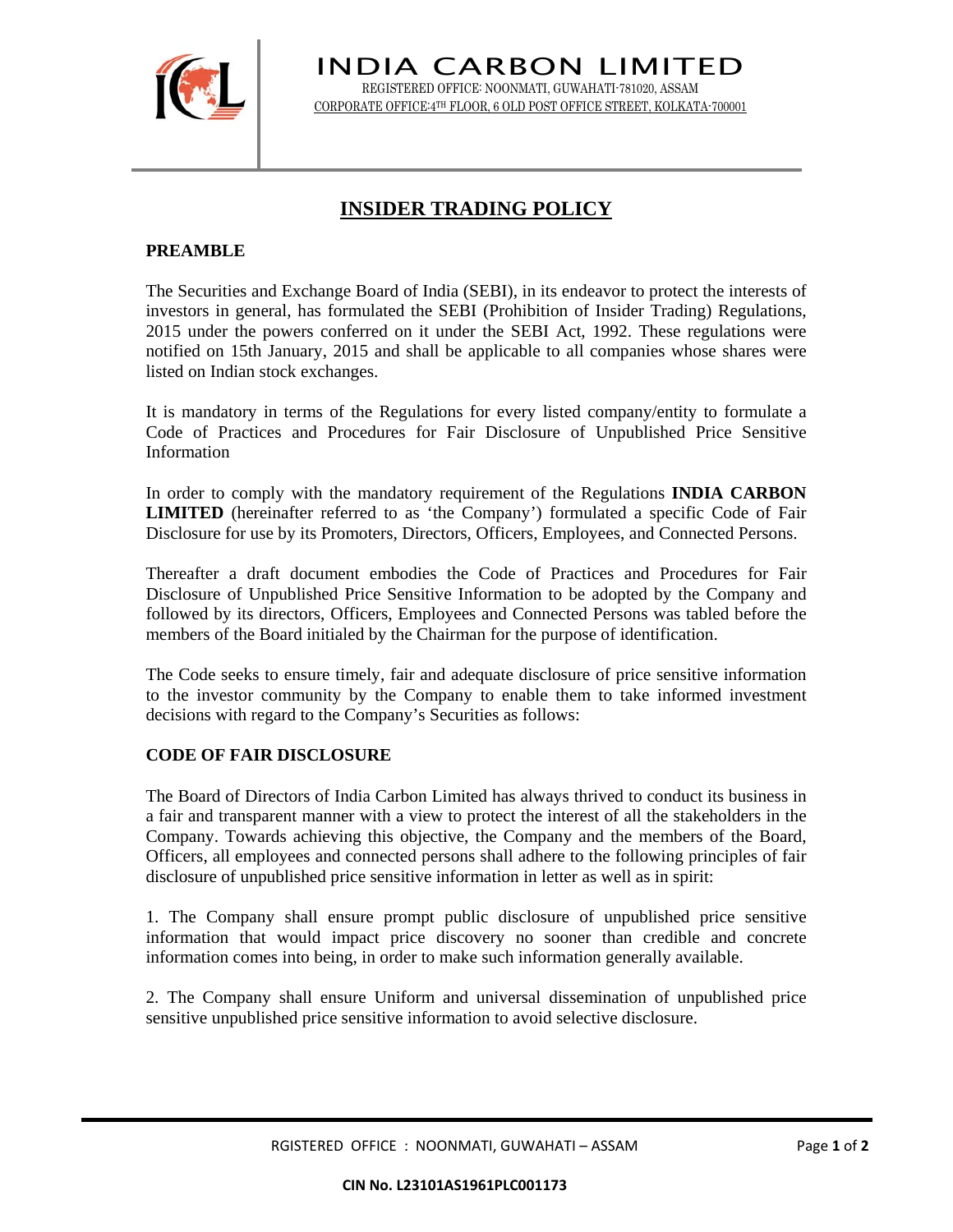# INDIA CARBON LIMITED

REGISTERED OFFICE: NOONMATI, GUWAHATI-781020, ASSAM
CORPORATE OFFICE:4TH FLOOR, 6 OLD POST OFFICE STREET, KOLKATA-700001

## INSIDER TRADING POLICY

### PREAMBLE

The Securities and Exchange Board of India (SEBI), in its endeavor to protect the interests of investors in general, has formulated the SEBI (Prohibition of Insider Trading) Regulations, 2015 under the powers conferred on it under the SEBI Act, 1992. These regulations were notified on 15th January, 2015 and shall be applicable to all companies whose shares were listed on Indian stock exchanges.

It is mandatory in terms of the Regulations for every listed company/entity to formulate a Code of Practices and Procedures for Fair Disclosure of Unpublished Price Sensitive Information

In order to comply with the mandatory requirement of the Regulations **INDIA CARBON LIMITED** (hereinafter referred to as 'the Company') formulated a specific Code of Fair Disclosure for use by its Promoters, Directors, Officers, Employees, and Connected Persons.

Thereafter a draft document embodies the Code of Practices and Procedures for Fair Disclosure of Unpublished Price Sensitive Information to be adopted by the Company and followed by its directors, Officers, Employees and Connected Persons was tabled before the members of the Board initialed by the Chairman for the purpose of identification.

The Code seeks to ensure timely, fair and adequate disclosure of price sensitive information to the investor community by the Company to enable them to take informed investment decisions with regard to the Company's Securities as follows:

### CODE OF FAIR DISCLOSURE

The Board of Directors of India Carbon Limited has always thrived to conduct its business in a fair and transparent manner with a view to protect the interest of all the stakeholders in the Company. Towards achieving this objective, the Company and the members of the Board, Officers, all employees and connected persons shall adhere to the following principles of fair disclosure of unpublished price sensitive information in letter as well as in spirit:

1. The Company shall ensure prompt public disclosure of unpublished price sensitive information that would impact price discovery no sooner than credible and concrete information comes into being, in order to make such information generally available.

2. The Company shall ensure Uniform and universal dissemination of unpublished price sensitive unpublished price sensitive information to avoid selective disclosure.

CIN No. L23101AS1961PLC001173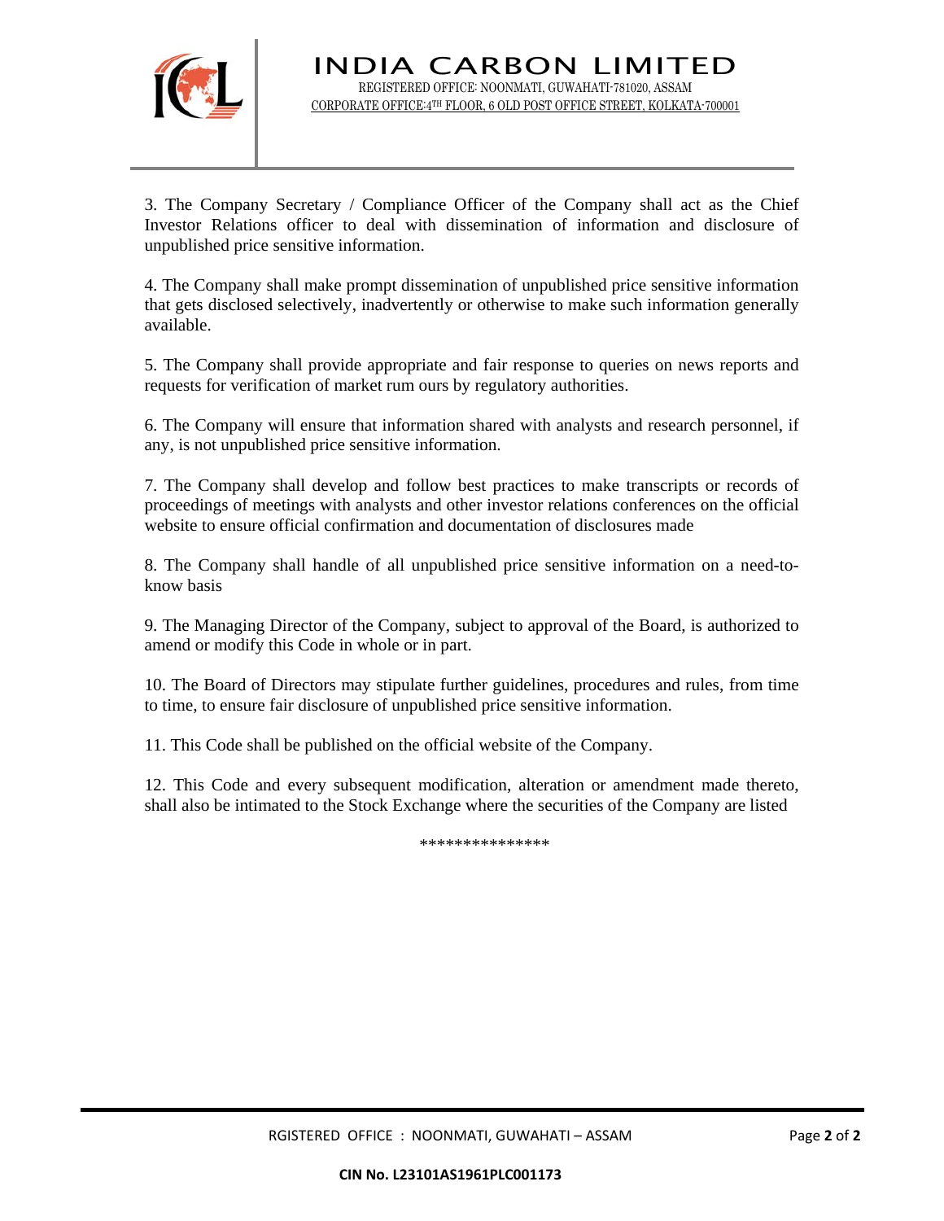3. The Company Secretary / Compliance Officer of the Company shall act as the Chief Investor Relations officer to deal with dissemination of information and disclosure of unpublished price sensitive information.

4. The Company shall make prompt dissemination of unpublished price sensitive information that gets disclosed selectively, inadvertently or otherwise to make such information generally available.

5. The Company shall provide appropriate and fair response to queries on news reports and requests for verification of market rum ours by regulatory authorities.

6. The Company will ensure that information shared with analysts and research personnel, if any, is not unpublished price sensitive information.

7. The Company shall develop and follow best practices to make transcripts or records of proceedings of meetings with analysts and other investor relations conferences on the official website to ensure official confirmation and documentation of disclosures made

8. The Company shall handle of all unpublished price sensitive information on a need-to-know basis

9. The Managing Director of the Company, subject to approval of the Board, is authorized to amend or modify this Code in whole or in part.

10. The Board of Directors may stipulate further guidelines, procedures and rules, from time to time, to ensure fair disclosure of unpublished price sensitive information.

11. This Code shall be published on the official website of the Company.

12. This Code and every subsequent modification, alteration or amendment made thereto, shall also be intimated to the Stock Exchange where the securities of the Company are listed

***************